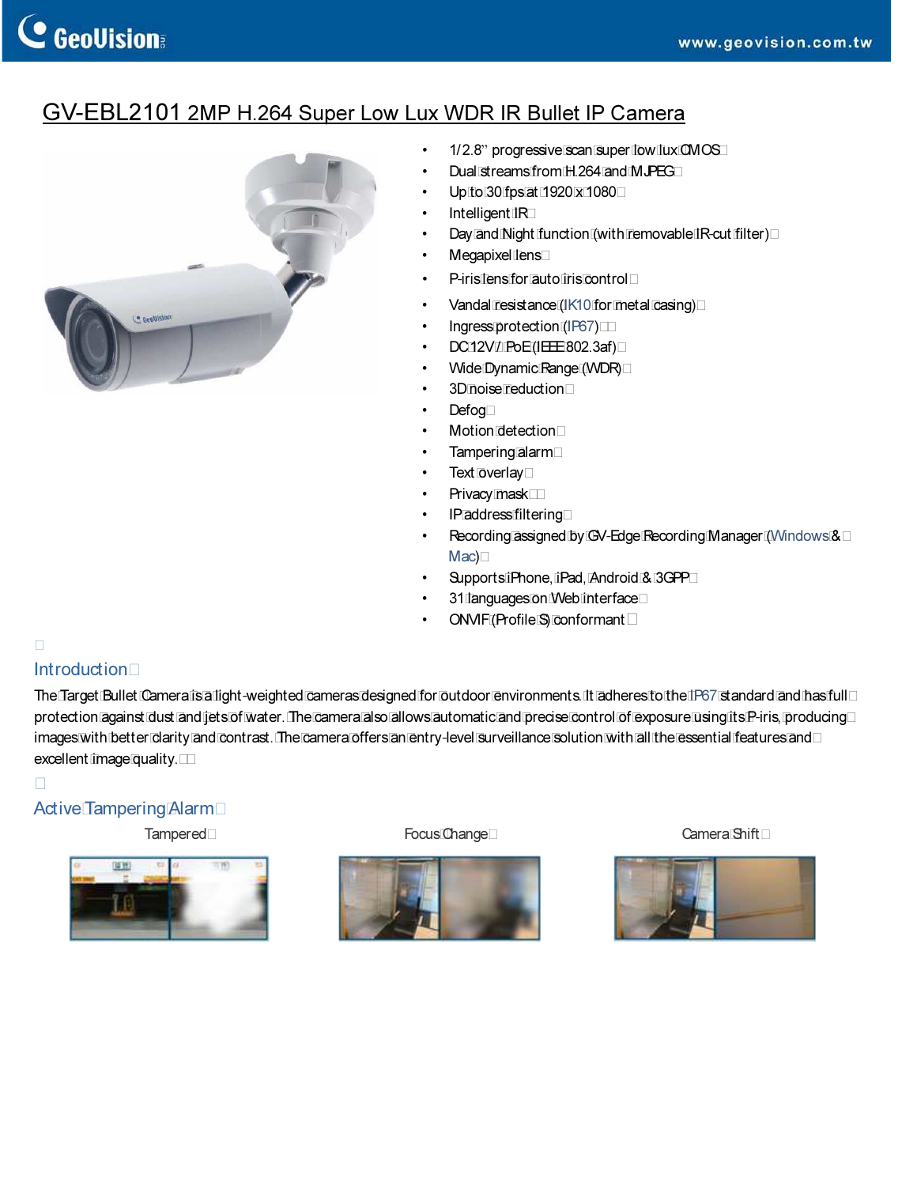# GV-EBL2101 2MP H.264 Super Low Lux WDR IR Bullet IP Camera

- 1/2.8" progressive scan super low lux CMOS
- Dual streams from H.264 and MJPEG
- Up to 30 fps at 1920 x 1080
- Intelligent IR
- Day and Night function (with removable IR-cut filter)
- Megapixel lens
- P-iris lens for auto iris control
- Vandal resistance (IK10 for metal casing)
- Ingress protection (IP67)
- DC 12V / PoE (IEEE 802.3af)
- Wide Dynamic Range (WDR)
- 3D noise reduction
- Defog
- Motion detection
- Tampering alarm
- Text overlay
- Privacy mask
- IP address filtering
- Recording assigned by GV-Edge Recording Manager (Windows & Mac)
- Supports iPhone, iPad, Android & 3GPP
- 31 languages on Web interface
- ONVIF (Profile S) conformant

## Introduction

The Target Bullet Camera is a light-weighted cameras designed for outdoor environments. It adheres to the IP67 standard and has full protection against dust and jets of water. The camera also allows automatic and precise control of exposure using its P-iris, producing images with better clarity and contrast. The camera offers an entry-level surveillance solution with all the essential features and excellent image quality.

## Active Tampering Alarm

Tampered

Focus Change

Camera Shift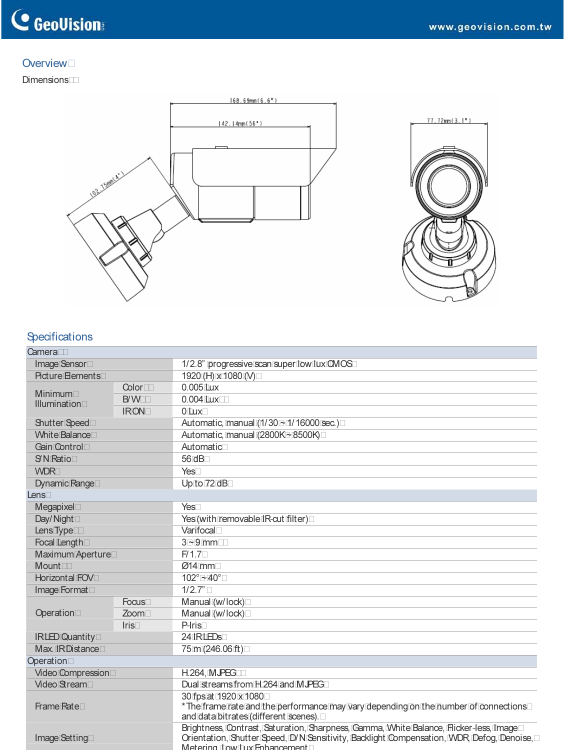## Overview

Dimensions

168.69mm(6.6")

142.14mm(56")

102.75mm(4")

77.72mm(3.1")

## Specifications

| | | |
|---|---|---|
| **Camera** | | |
| Image Sensor | | 1/2.8" progressive scan super low lux CMOS |
| Picture Elements | | 1920 (H) x 1080 (V) |
| Minimum Illumination | Color | 0.005 Lux |
| | B/W | 0.004 Lux |
| | IR ON | 0 Lux |
| Shutter Speed | | Automatic, manual (1/30 ~ 1/16000 sec.) |
| White Balance | | Automatic, manual (2800K ~ 8500K) |
| Gain Control | | Automatic |
| S/N Ratio | | 56 dB |
| WDR | | Yes |
| Dynamic Range | | Up to 72 dB |
| **Lens** | | |
| Megapixel | | Yes |
| Day/Night | | Yes (with removable IR-cut filter) |
| Lens Type | | Varifocal |
| Focal Length | | 3 ~ 9 mm |
| Maximum Aperture | | F/1.7 |
| Mount | | Ø14 mm |
| Horizontal FOV | | 102° ~ 40° |
| Image Format | | 1/2.7" |
| Operation | Focus | Manual (w/ lock) |
| | Zoom | Manual (w/ lock) |
| | Iris | P-Iris |
| IR LED Quantity | | 24 IR LEDs |
| Max. IR Distance | | 75 m (246.06 ft) |
| **Operation** | | |
| Video Compression | | H.264, MJPEG |
| Video Stream | | Dual streams from H.264 and MJPEG |
| Frame Rate | | 30 fps at 1920 x 1080<br>* The frame rate and the performance may vary depending on the number of connections and data bitrates (different scenes). |
| Image Setting | | Brightness, Contrast, Saturation, Sharpness, Gamma, White Balance, Flicker-less, Image Orientation, Shutter Speed, D/N Sensitivity, Backlight Compensation, WDR, Defog, Denoise, Metering, Low Lux Enhancement |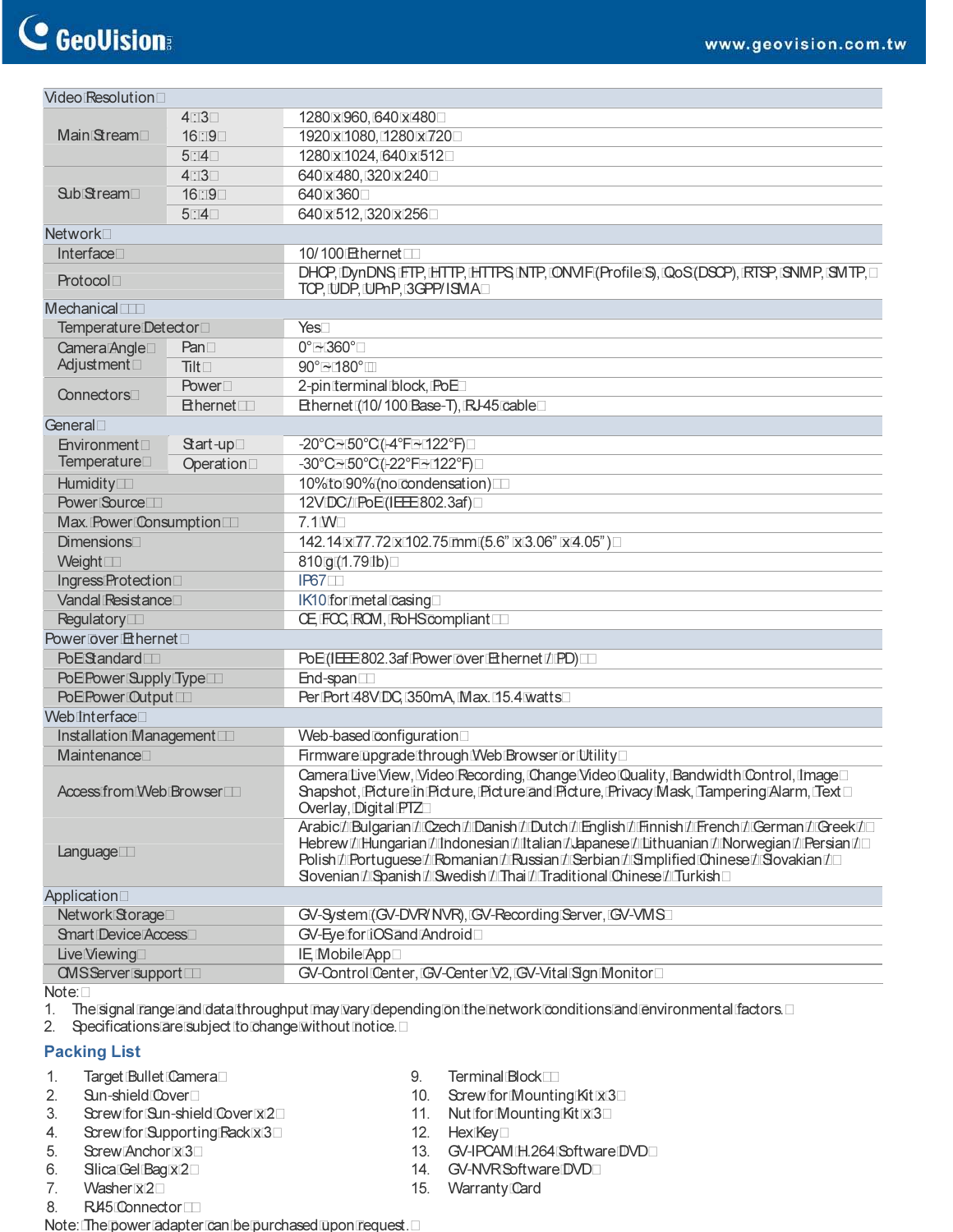| | | |
|---|---|---|
| **Video Resolution** | | |
| Main Stream | 4 : 3 | 1280 x 960, 640 x 480 |
| | 16 : 9 | 1920 x 1080, 1280 x 720 |
| | 5 : 4 | 1280 x 1024, 640 x 512 |
| Sub Stream | 4 : 3 | 640 x 480, 320 x 240 |
| | 16 : 9 | 640 x 360 |
| | 5 : 4 | 640 x 512, 320 x 256 |
| **Network** | | |
| Interface | | 10/100 Ethernet |
| Protocol | | DHCP, DynDNS, FTP, HTTP, HTTPS, NTP, ONVIF (Profile S), QoS (DSCP), RTSP, SNMP, SMTP, TCP, UDP, UPnP, 3GPP/ISMA |
| **Mechanical** | | |
| Temperature Detector | | Yes |
| Camera Angle Adjustment | Pan | 0° ~ 360° |
| | Tilt | 90° ~ 180° |
| Connectors | Power | 2-pin terminal block, PoE |
| | Ethernet | Ethernet (10/100 Base-T), RJ-45 cable |
| **General** | | |
| Environment Temperature | Start-up | -20°C ~ 50°C (-4°F ~ 122°F) |
| | Operation | -30°C ~ 50°C (-22°F ~ 122°F) |
| Humidity | | 10% to 90% (no condensation) |
| Power Source | | 12V DC / PoE (IEEE 802.3af) |
| Max. Power Consumption | | 7.1 W |
| Dimensions | | 142.14 x 77.72 x 102.75 mm (5.6" x 3.06" x 4.05") |
| Weight | | 810 g (1.79 lb) |
| Ingress Protection | | IP67 |
| Vandal Resistance | | IK10 for metal casing |
| Regulatory | | CE, FCC, RCM, RoHS compliant |
| **Power over Ethernet** | | |
| PoE Standard | | PoE (IEEE 802.3af Power over Ethernet / PD) |
| PoE Power Supply Type | | End-span |
| PoE Power Output | | Per Port 48V DC, 350mA, Max. 15.4 watts |
| **Web Interface** | | |
| Installation Management | | Web-based configuration |
| Maintenance | | Firmware upgrade through Web Browser or Utility |
| Access from Web Browser | | Camera Live View, Video Recording, Change Video Quality, Bandwidth Control, Image Snapshot, Picture in Picture, Picture and Picture, Privacy Mask, Tampering Alarm, Text Overlay, Digital PTZ |
| Language | | Arabic / Bulgarian / Czech / Danish / Dutch / English / Finnish / French / German / Greek / Hebrew / Hungarian / Indonesian / Italian / Japanese / Lithuanian / Norwegian / Persian / Polish / Portuguese / Romanian / Russian / Serbian / Simplified Chinese / Slovakian / Slovenian / Spanish / Swedish / Thai / Traditional Chinese / Turkish |
| **Application** | | |
| Network Storage | | GV-System (GV-DVR/NVR), GV-Recording Server, GV-VMS |
| Smart Device Access | | GV-Eye for iOS and Android |
| Live Viewing | | IE, Mobile App |
| CMS Server support | | GV-Control Center, GV-Center V2, GV-Vital Sign Monitor |

Note:
1. The signal range and data throughput may vary depending on the network conditions and environmental factors.
2. Specifications are subject to change without notice.

## Packing List

1. Target Bullet Camera
2. Sun-shield Cover
3. Screw for Sun-shield Cover x 2
4. Screw for Supporting Rack x 3
5. Screw Anchor x 3
6. Silica Gel Bag x 2
7. Washer x 2
8. RJ45 Connector
9. Terminal Block
10. Screw for Mounting Kit x 3
11. Nut for Mounting Kit x 3
12. Hex Key
13. GV-IPCAM H.264 Software DVD
14. GV-NVR Software DVD
15. Warranty Card

Note: The power adapter can be purchased upon request.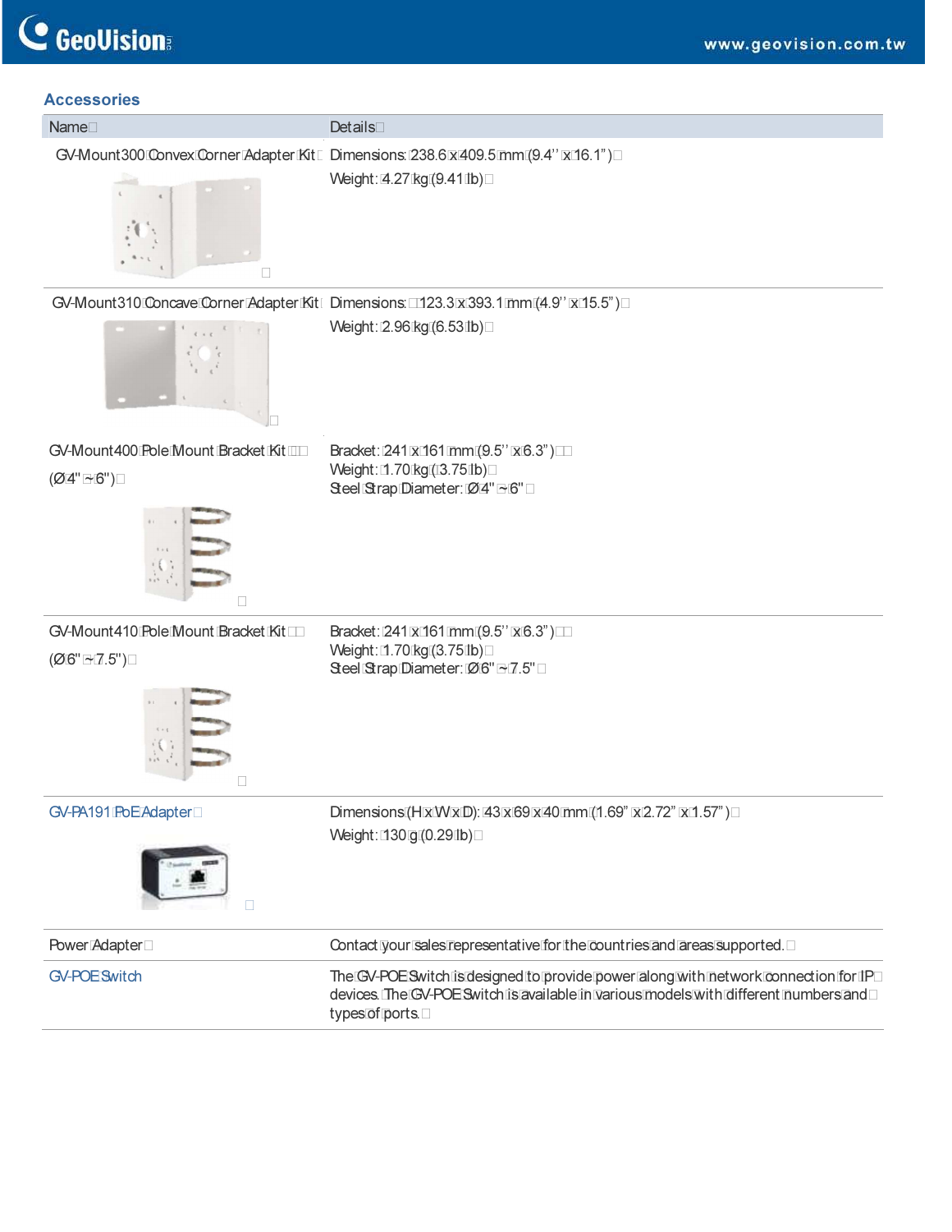## Accessories

| Name | Details |
| --- | --- |
| GV-Mount300 Convex Corner Adapter Kit | Dimensions: 238.6 x 409.5 mm (9.4'' x 16.1") Weight: 4.27 kg (9.41 lb) |
| GV-Mount310 Concave Corner Adapter Kit | Dimensions: 123.3 x 393.1 mm (4.9'' x 15.5") Weight: 2.96 kg (6.53 lb) |
| GV-Mount400 Pole Mount Bracket Kit (Ø4" ~ 6") | Bracket: 241 x 161 mm (9.5'' x 6.3") Weight: 1.70 kg (3.75 lb) Steel Strap Diameter: Ø4" ~ 6" |
| GV-Mount410 Pole Mount Bracket Kit (Ø6" ~ 7.5") | Bracket: 241 x 161 mm (9.5'' x 6.3") Weight: 1.70 kg (3.75 lb) Steel Strap Diameter: Ø6" ~ 7.5" |
| GV-PA191 PoE Adapter | Dimensions (H x W x D): 43 x 69 x 40 mm (1.69" x 2.72" x 1.57") Weight: 130 g (0.29 lb) |
| Power Adapter | Contact your sales representative for the countries and areas supported. |
| GV-POE Switch | The GV-POE Switch is designed to provide power along with network connection for IP devices. The GV-POE Switch is available in various models with different numbers and types of ports. |